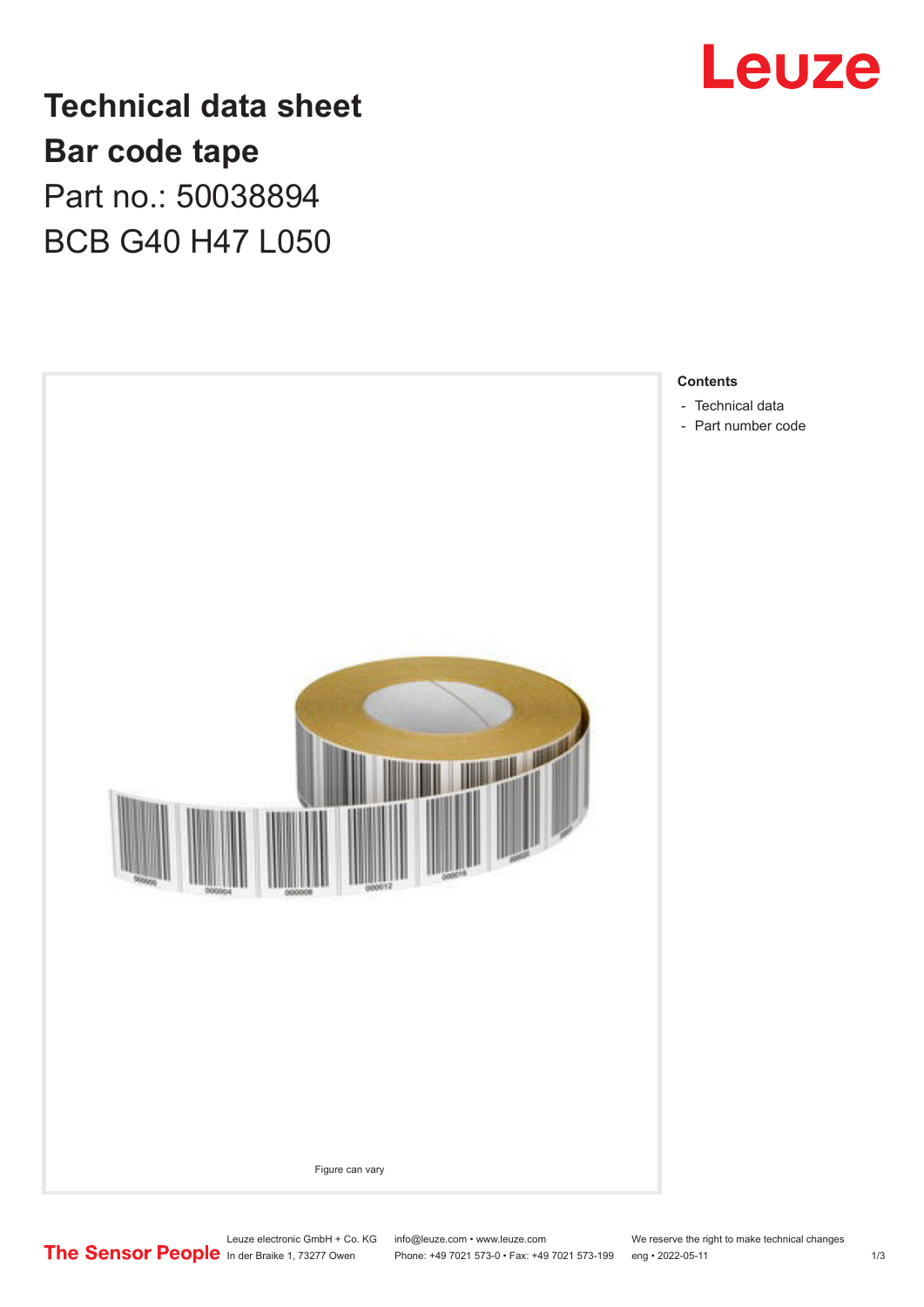# Technical data sheet
# Bar code tape
## Part no.: 50038894
## BCB G40 H47 L050

Leuze

Figure can vary

**Contents**

- Technical data
- Part number code

The Sensor People

Leuze electronic GmbH + Co. KG
In der Braike 1, 73277 Owen

info@leuze.com • www.leuze.com
Phone: +49 7021 573-0 • Fax: +49 7021 573-199

We reserve the right to make technical changes
eng • 2022-05-11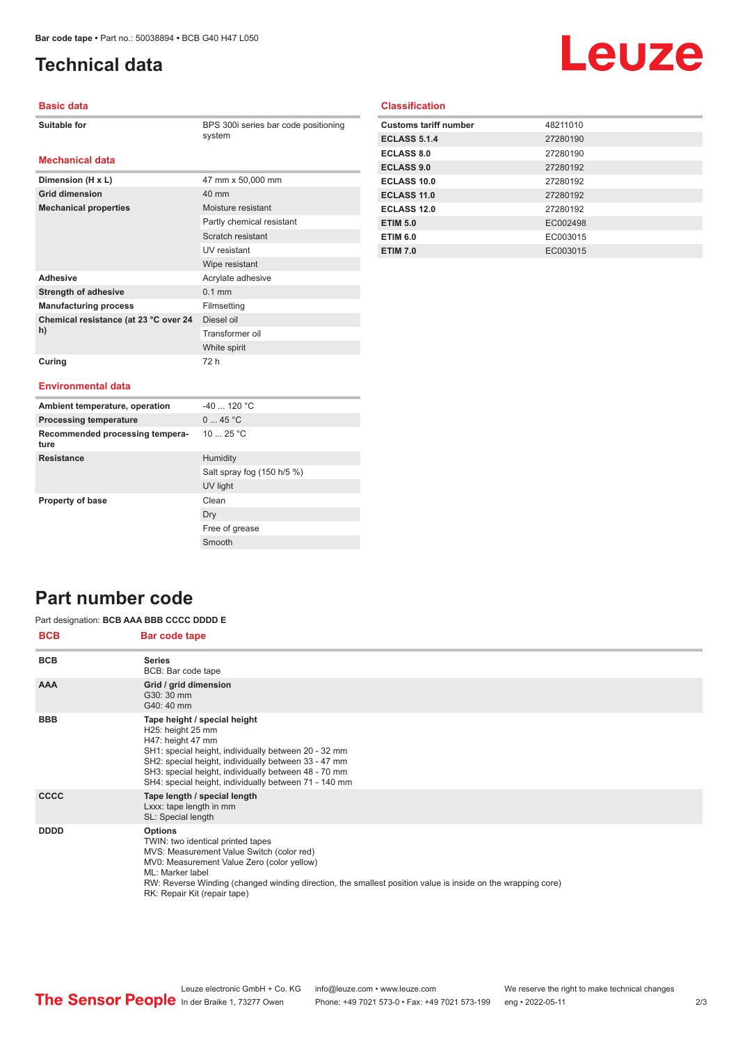# Technical data

## Basic data

| | |
|---|---|
| **Suitable for** | BPS 300i series bar code positioning system |

## Mechanical data

| | |
|---|---|
| **Dimension (H x L)** | 47 mm x 50,000 mm |
| **Grid dimension** | 40 mm |
| **Mechanical properties** | Moisture resistant |
| | Partly chemical resistant |
| | Scratch resistant |
| | UV resistant |
| | Wipe resistant |
| **Adhesive** | Acrylate adhesive |
| **Strength of adhesive** | 0.1 mm |
| **Manufacturing process** | Filmsetting |
| **Chemical resistance (at 23 °C over 24 h)** | Diesel oil |
| | Transformer oil |
| | White spirit |
| **Curing** | 72 h |

## Environmental data

| | |
|---|---|
| **Ambient temperature, operation** | -40 ... 120 °C |
| **Processing temperature** | 0 ... 45 °C |
| **Recommended processing temperature** | 10 ... 25 °C |
| **Resistance** | Humidity |
| | Salt spray fog (150 h/5 %) |
| | UV light |
| **Property of base** | Clean |
| | Dry |
| | Free of grease |
| | Smooth |

## Classification

| | |
|---|---|
| **Customs tariff number** | 48211010 |
| **ECLASS 5.1.4** | 27280190 |
| **ECLASS 8.0** | 27280190 |
| **ECLASS 9.0** | 27280192 |
| **ECLASS 10.0** | 27280192 |
| **ECLASS 11.0** | 27280192 |
| **ECLASS 12.0** | 27280192 |
| **ETIM 5.0** | EC002498 |
| **ETIM 6.0** | EC003015 |
| **ETIM 7.0** | EC003015 |

# Part number code

Part designation: **BCB AAA BBB CCCC DDDD E**

| BCB | Bar code tape |
|---|---|
| **BCB** | **Series**<br>BCB: Bar code tape |
| **AAA** | **Grid / grid dimension**<br>G30: 30 mm<br>G40: 40 mm |
| **BBB** | **Tape height / special height**<br>H25: height 25 mm<br>H47: height 47 mm<br>SH1: special height, individually between 20 - 32 mm<br>SH2: special height, individually between 33 - 47 mm<br>SH3: special height, individually between 48 - 70 mm<br>SH4: special height, individually between 71 - 140 mm |
| **CCCC** | **Tape length / special length**<br>Lxxx: tape length in mm<br>SL: Special length |
| **DDDD** | **Options**<br>TWIN: two identical printed tapes<br>MVS: Measurement Value Switch (color red)<br>MV0: Measurement Value Zero (color yellow)<br>ML: Marker label<br>RW: Reverse Winding (changed winding direction, the smallest position value is inside on the wrapping core)<br>RK: Repair Kit (repair tape) |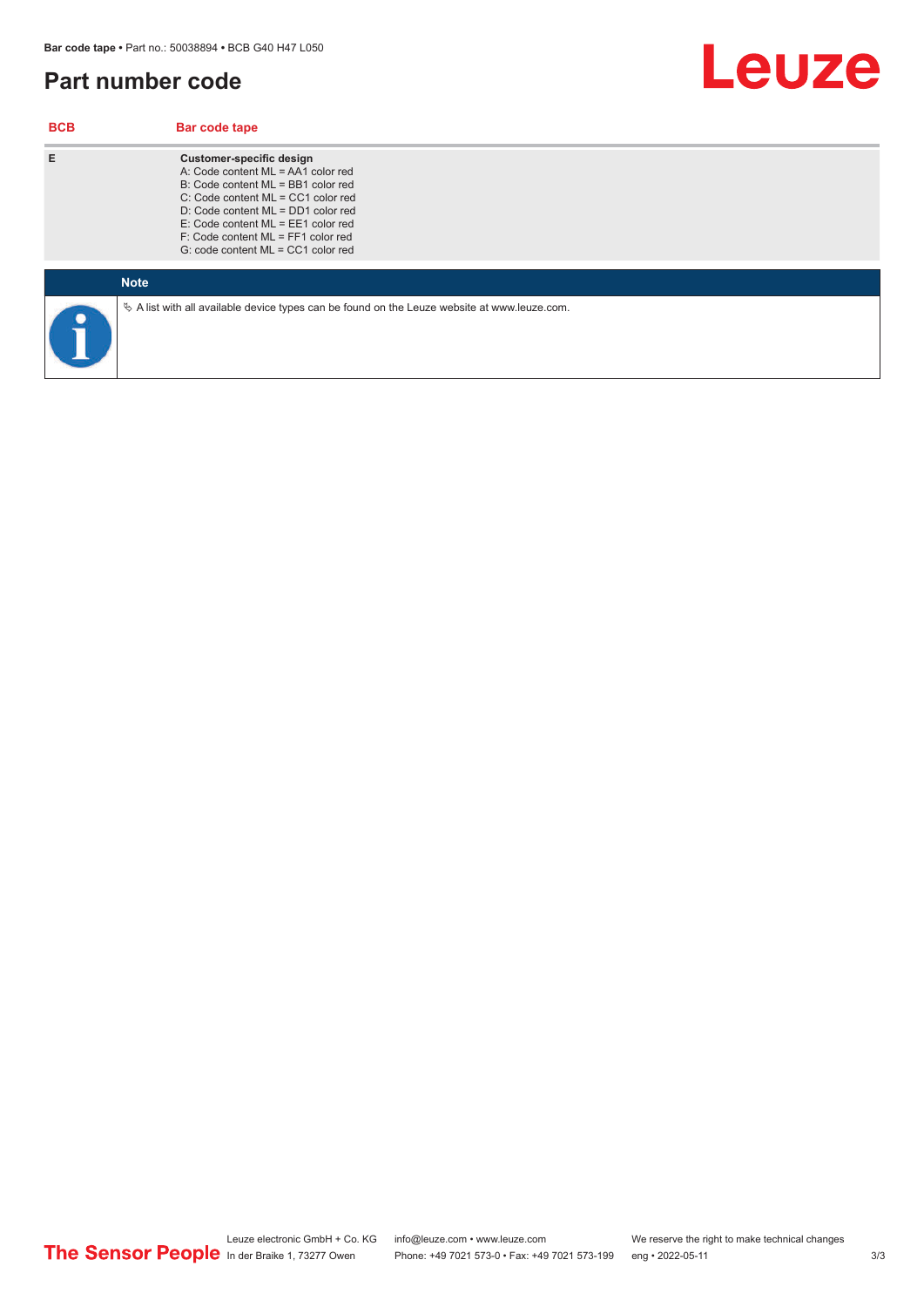# Part number code

| BCB | Bar code tape |
| --- | --- |
| E | **Customer-specific design**<br>A: Code content ML = AA1 color red<br>B: Code content ML = BB1 color red<br>C: Code content ML = CC1 color red<br>D: Code content ML = DD1 color red<br>E: Code content ML = EE1 color red<br>F: Code content ML = FF1 color red<br>G: code content ML = CC1 color red |

**Note**

↳ A list with all available device types can be found on the Leuze website at www.leuze.com.